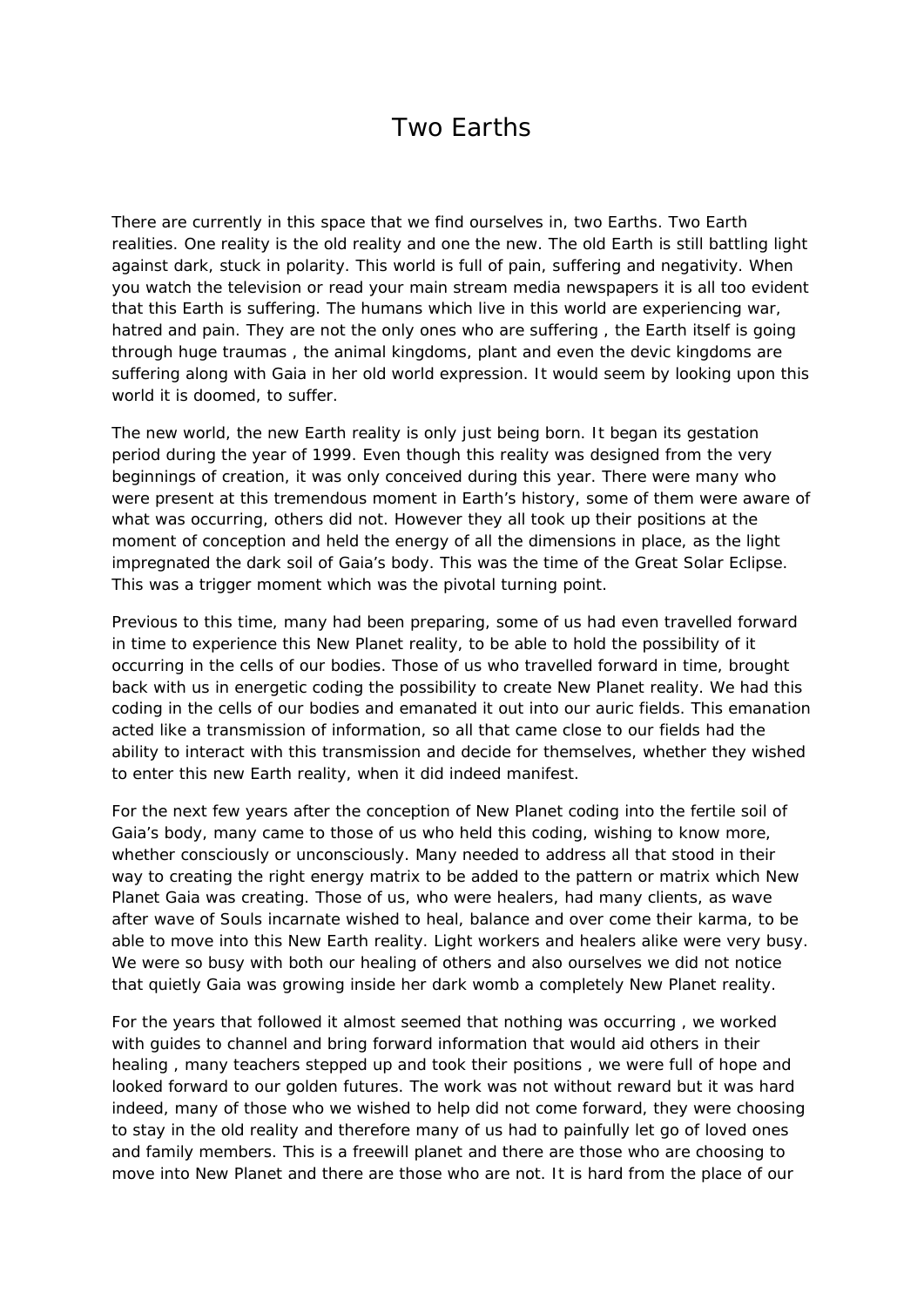# Two Earths

There are currently in this space that we find ourselves in, two Earths. Two Earth realities. One reality is the old reality and one the new. The old Earth is still battling light against dark, stuck in polarity. This world is full of pain, suffering and negativity. When you watch the television or read your main stream media newspapers it is all too evident that this Earth is suffering. The humans which live in this world are experiencing war, hatred and pain. They are not the only ones who are suffering , the Earth itself is going through huge traumas , the animal kingdoms, plant and even the devic kingdoms are suffering along with Gaia in her old world expression. It would seem by looking upon this world it is doomed, to suffer.

The new world, the new Earth reality is only just being born. It began its gestation period during the year of 1999. Even though this reality was designed from the very beginnings of creation, it was only conceived during this year. There were many who were present at this tremendous moment in Earth's history, some of them were aware of what was occurring, others did not. However they all took up their positions at the moment of conception and held the energy of all the dimensions in place, as the light impregnated the dark soil of Gaia's body. This was the time of the Great Solar Eclipse. This was a trigger moment which was the pivotal turning point.

Previous to this time, many had been preparing, some of us had even travelled forward in time to experience this New Planet reality, to be able to hold the possibility of it occurring in the cells of our bodies. Those of us who travelled forward in time, brought back with us in energetic coding the possibility to create New Planet reality. We had this coding in the cells of our bodies and emanated it out into our auric fields. This emanation acted like a transmission of information, so all that came close to our fields had the ability to interact with this transmission and decide for themselves, whether they wished to enter this new Earth reality, when it did indeed manifest.

For the next few years after the conception of New Planet coding into the fertile soil of Gaia's body, many came to those of us who held this coding, wishing to know more, whether consciously or unconsciously. Many needed to address all that stood in their way to creating the right energy matrix to be added to the pattern or matrix which New Planet Gaia was creating. Those of us, who were healers, had many clients, as wave after wave of Souls incarnate wished to heal, balance and over come their karma, to be able to move into this New Earth reality. Light workers and healers alike were very busy. We were so busy with both our healing of others and also ourselves we did not notice that quietly Gaia was growing inside her dark womb a completely New Planet reality.

For the years that followed it almost seemed that nothing was occurring , we worked with guides to channel and bring forward information that would aid others in their healing , many teachers stepped up and took their positions , we were full of hope and looked forward to our golden futures. The work was not without reward but it was hard indeed, many of those who we wished to help did not come forward, they were choosing to stay in the old reality and therefore many of us had to painfully let go of loved ones and family members. This is a freewill planet and there are those who are choosing to move into New Planet and there are those who are not. It is hard from the place of our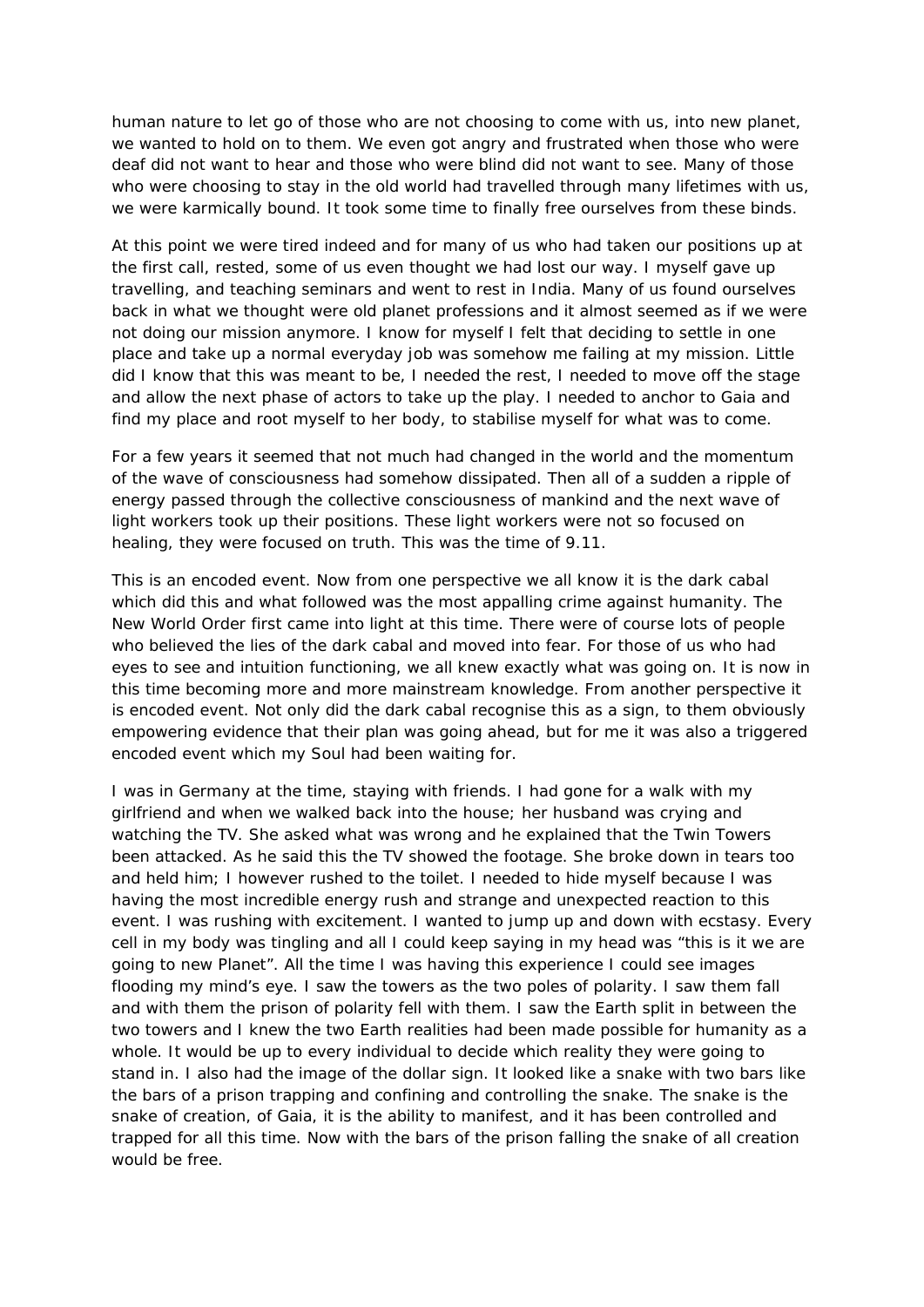human nature to let go of those who are not choosing to come with us, into new planet, we wanted to hold on to them. We even got angry and frustrated when those who were deaf did not want to hear and those who were blind did not want to see. Many of those who were choosing to stay in the old world had travelled through many lifetimes with us, we were karmically bound. It took some time to finally free ourselves from these binds.

At this point we were tired indeed and for many of us who had taken our positions up at the first call, rested, some of us even thought we had lost our way. I myself gave up travelling, and teaching seminars and went to rest in India. Many of us found ourselves back in what we thought were old planet professions and it almost seemed as if we were not doing our mission anymore. I know for myself I felt that deciding to settle in one place and take up a normal everyday job was somehow me failing at my mission. Little did I know that this was meant to be, I needed the rest, I needed to move off the stage and allow the next phase of actors to take up the play. I needed to anchor to Gaia and find my place and root myself to her body, to stabilise myself for what was to come.

For a few years it seemed that not much had changed in the world and the momentum of the wave of consciousness had somehow dissipated. Then all of a sudden a ripple of energy passed through the collective consciousness of mankind and the next wave of light workers took up their positions. These light workers were not so focused on healing, they were focused on truth. This was the time of 9.11.

This is an encoded event. Now from one perspective we all know it is the dark cabal which did this and what followed was the most appalling crime against humanity. The New World Order first came into light at this time. There were of course lots of people who believed the lies of the dark cabal and moved into fear. For those of us who had eyes to see and intuition functioning, we all knew exactly what was going on. It is now in this time becoming more and more mainstream knowledge. From another perspective it is encoded event. Not only did the dark cabal recognise this as a sign, to them obviously empowering evidence that their plan was going ahead, but for me it was also a triggered encoded event which my Soul had been waiting for.

I was in Germany at the time, staying with friends. I had gone for a walk with my girlfriend and when we walked back into the house; her husband was crying and watching the TV. She asked what was wrong and he explained that the Twin Towers been attacked. As he said this the TV showed the footage. She broke down in tears too and held him; I however rushed to the toilet. I needed to hide myself because I was having the most incredible energy rush and strange and unexpected reaction to this event. I was rushing with excitement. I wanted to jump up and down with ecstasy. Every cell in my body was tingling and all I could keep saying in my head was "this is it we are going to new Planet". All the time I was having this experience I could see images flooding my mind's eye. I saw the towers as the two poles of polarity. I saw them fall and with them the prison of polarity fell with them. I saw the Earth split in between the two towers and I knew the two Earth realities had been made possible for humanity as a whole. It would be up to every individual to decide which reality they were going to stand in. I also had the image of the dollar sign. It looked like a snake with two bars like the bars of a prison trapping and confining and controlling the snake. The snake is the snake of creation, of Gaia, it is the ability to manifest, and it has been controlled and trapped for all this time. Now with the bars of the prison falling the snake of all creation would be free.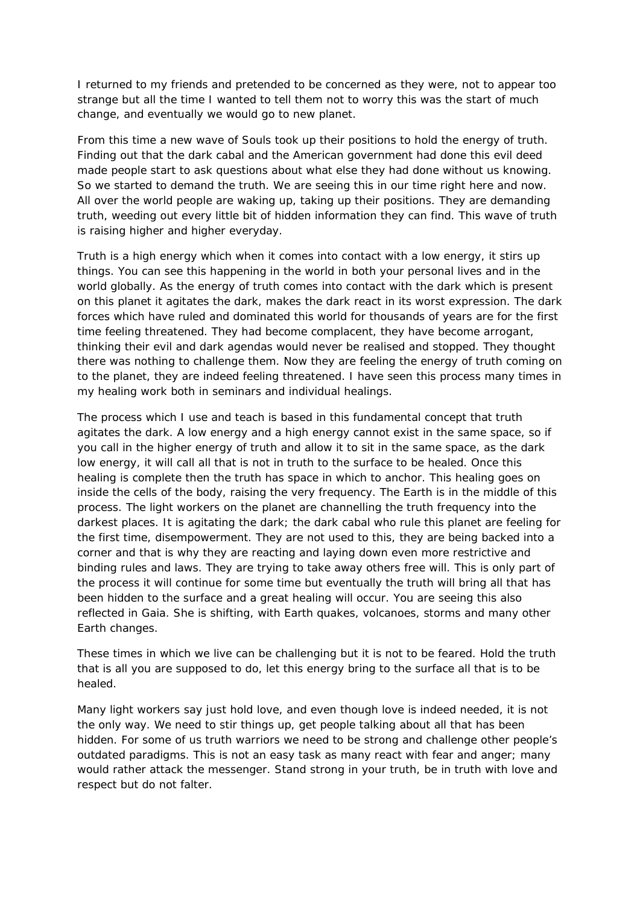I returned to my friends and pretended to be concerned as they were, not to appear too strange but all the time I wanted to tell them not to worry this was the start of much change, and eventually we would go to new planet.

From this time a new wave of Souls took up their positions to hold the energy of truth. Finding out that the dark cabal and the American government had done this evil deed made people start to ask questions about what else they had done without us knowing. So we started to demand the truth. We are seeing this in our time right here and now. All over the world people are waking up, taking up their positions. They are demanding truth, weeding out every little bit of hidden information they can find. This wave of truth is raising higher and higher everyday.

Truth is a high energy which when it comes into contact with a low energy, it stirs up things. You can see this happening in the world in both your personal lives and in the world globally. As the energy of truth comes into contact with the dark which is present on this planet it agitates the dark, makes the dark react in its worst expression. The dark forces which have ruled and dominated this world for thousands of years are for the first time feeling threatened. They had become complacent, they have become arrogant, thinking their evil and dark agendas would never be realised and stopped. They thought there was nothing to challenge them. Now they are feeling the energy of truth coming on to the planet, they are indeed feeling threatened. I have seen this process many times in my healing work both in seminars and individual healings.

The process which I use and teach is based in this fundamental concept that truth agitates the dark. A low energy and a high energy cannot exist in the same space, so if you call in the higher energy of truth and allow it to sit in the same space, as the dark low energy, it will call all that is not in truth to the surface to be healed. Once this healing is complete then the truth has space in which to anchor. This healing goes on inside the cells of the body, raising the very frequency. The Earth is in the middle of this process. The light workers on the planet are channelling the truth frequency into the darkest places. It is agitating the dark; the dark cabal who rule this planet are feeling for the first time, disempowerment. They are not used to this, they are being backed into a corner and that is why they are reacting and laying down even more restrictive and binding rules and laws. They are trying to take away others free will. This is only part of the process it will continue for some time but eventually the truth will bring all that has been hidden to the surface and a great healing will occur. You are seeing this also reflected in Gaia. She is shifting, with Earth quakes, volcanoes, storms and many other Earth changes.

These times in which we live can be challenging but it is not to be feared. Hold the truth that is all you are supposed to do, let this energy bring to the surface all that is to be healed.

Many light workers say just hold love, and even though love is indeed needed, it is not the only way. We need to stir things up, get people talking about all that has been hidden. For some of us truth warriors we need to be strong and challenge other people's outdated paradigms. This is not an easy task as many react with fear and anger; many would rather attack the messenger. Stand strong in your truth, be in truth with love and respect but do not falter.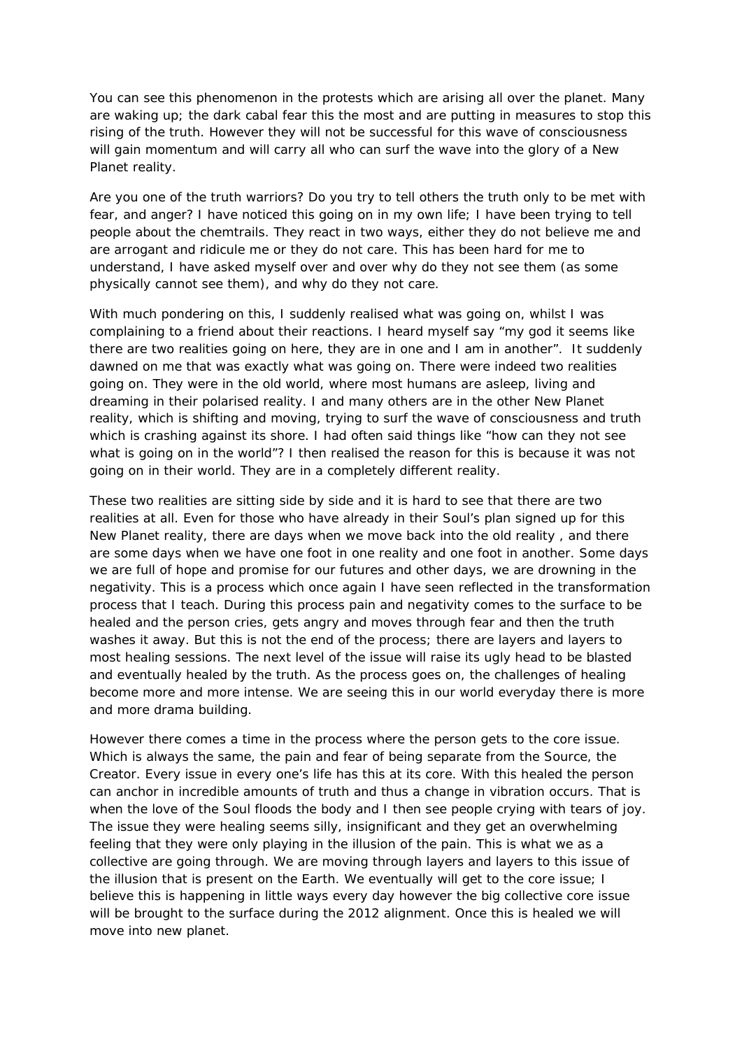You can see this phenomenon in the protests which are arising all over the planet. Many are waking up; the dark cabal fear this the most and are putting in measures to stop this rising of the truth. However they will not be successful for this wave of consciousness will gain momentum and will carry all who can surf the wave into the glory of a New Planet reality.

Are you one of the truth warriors? Do you try to tell others the truth only to be met with fear, and anger? I have noticed this going on in my own life; I have been trying to tell people about the chemtrails. They react in two ways, either they do not believe me and are arrogant and ridicule me or they do not care. This has been hard for me to understand, I have asked myself over and over why do they not see them (as some physically cannot see them), and why do they not care.

With much pondering on this, I suddenly realised what was going on, whilst I was complaining to a friend about their reactions. I heard myself say "my god it seems like there are two realities going on here, they are in one and I am in another". It suddenly dawned on me that was exactly what was going on. There were indeed two realities going on. They were in the old world, where most humans are asleep, living and dreaming in their polarised reality. I and many others are in the other New Planet reality, which is shifting and moving, trying to surf the wave of consciousness and truth which is crashing against its shore. I had often said things like "how can they not see what is going on in the world"? I then realised the reason for this is because it was not going on in their world. They are in a completely different reality.

These two realities are sitting side by side and it is hard to see that there are two realities at all. Even for those who have already in their Soul's plan signed up for this New Planet reality, there are days when we move back into the old reality , and there are some days when we have one foot in one reality and one foot in another. Some days we are full of hope and promise for our futures and other days, we are drowning in the negativity. This is a process which once again I have seen reflected in the transformation process that I teach. During this process pain and negativity comes to the surface to be healed and the person cries, gets angry and moves through fear and then the truth washes it away. But this is not the end of the process; there are layers and layers to most healing sessions. The next level of the issue will raise its ugly head to be blasted and eventually healed by the truth. As the process goes on, the challenges of healing become more and more intense. We are seeing this in our world everyday there is more and more drama building.

However there comes a time in the process where the person gets to the core issue. Which is always the same, the pain and fear of being separate from the Source, the Creator. Every issue in every one's life has this at its core. With this healed the person can anchor in incredible amounts of truth and thus a change in vibration occurs. That is when the love of the Soul floods the body and I then see people crying with tears of joy. The issue they were healing seems silly, insignificant and they get an overwhelming feeling that they were only playing in the illusion of the pain. This is what we as a collective are going through. We are moving through layers and layers to this issue of the illusion that is present on the Earth. We eventually will get to the core issue; I believe this is happening in little ways every day however the big collective core issue will be brought to the surface during the 2012 alignment. Once this is healed we will move into new planet.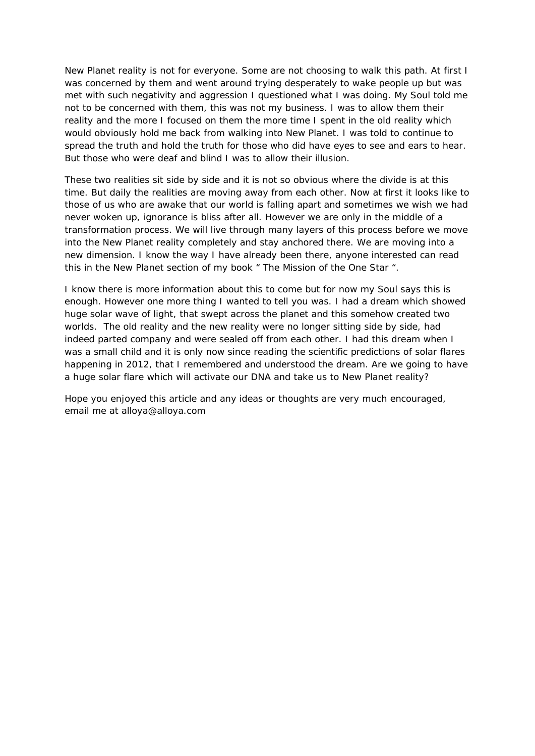New Planet reality is not for everyone. Some are not choosing to walk this path. At first I was concerned by them and went around trying desperately to wake people up but was met with such negativity and aggression I questioned what I was doing. My Soul told me not to be concerned with them, this was not my business. I was to allow them their reality and the more I focused on them the more time I spent in the old reality which would obviously hold me back from walking into New Planet. I was told to continue to spread the truth and hold the truth for those who did have eyes to see and ears to hear. But those who were deaf and blind I was to allow their illusion.

These two realities sit side by side and it is not so obvious where the divide is at this time. But daily the realities are moving away from each other. Now at first it looks like to those of us who are awake that our world is falling apart and sometimes we wish we had never woken up, ignorance is bliss after all. However we are only in the middle of a transformation process. We will live through many layers of this process before we move into the New Planet reality completely and stay anchored there. We are moving into a new dimension. I know the way I have already been there, anyone interested can read this in the New Planet section of my book " The Mission of the One Star ".

I know there is more information about this to come but for now my Soul says this is enough. However one more thing I wanted to tell you was. I had a dream which showed huge solar wave of light, that swept across the planet and this somehow created two worlds. The old reality and the new reality were no longer sitting side by side, had indeed parted company and were sealed off from each other. I had this dream when I was a small child and it is only now since reading the scientific predictions of solar flares happening in 2012, that I remembered and understood the dream. Are we going to have a huge solar flare which will activate our DNA and take us to New Planet reality?

Hope you enjoyed this article and any ideas or thoughts are very much encouraged, email me at alloya@alloya.com